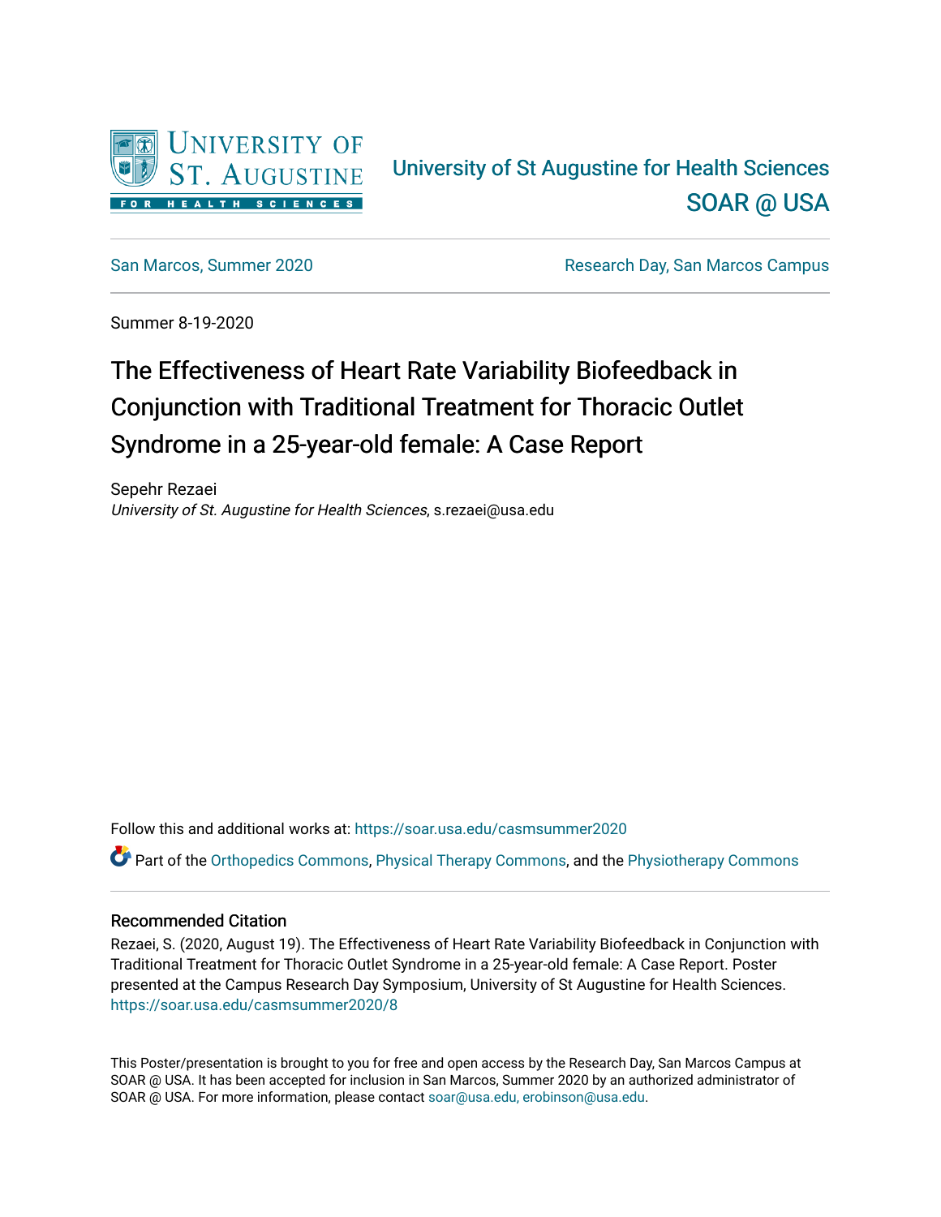University of St Augustine for Health Sciences

SOAR @ USA

San Marcos, Summer 2020 | Research Day, San Marcos Campus

Summer 8-19-2020

# The Effectiveness of Heart Rate Variability Biofeedback in Conjunction with Traditional Treatment for Thoracic Outlet Syndrome in a 25-year-old female: A Case Report

Sepehr Rezaei

*University of St. Augustine for Health Sciences*, s.rezaei@usa.edu

Follow this and additional works at: https://soar.usa.edu/casmsummer2020

Part of the Orthopedics Commons, Physical Therapy Commons, and the Physiotherapy Commons

### Recommended Citation

Rezaei, S. (2020, August 19). The Effectiveness of Heart Rate Variability Biofeedback in Conjunction with Traditional Treatment for Thoracic Outlet Syndrome in a 25-year-old female: A Case Report. Poster presented at the Campus Research Day Symposium, University of St Augustine for Health Sciences. https://soar.usa.edu/casmsummer2020/8

This Poster/presentation is brought to you for free and open access by the Research Day, San Marcos Campus at SOAR @ USA. It has been accepted for inclusion in San Marcos, Summer 2020 by an authorized administrator of SOAR @ USA. For more information, please contact soar@usa.edu, erobinson@usa.edu.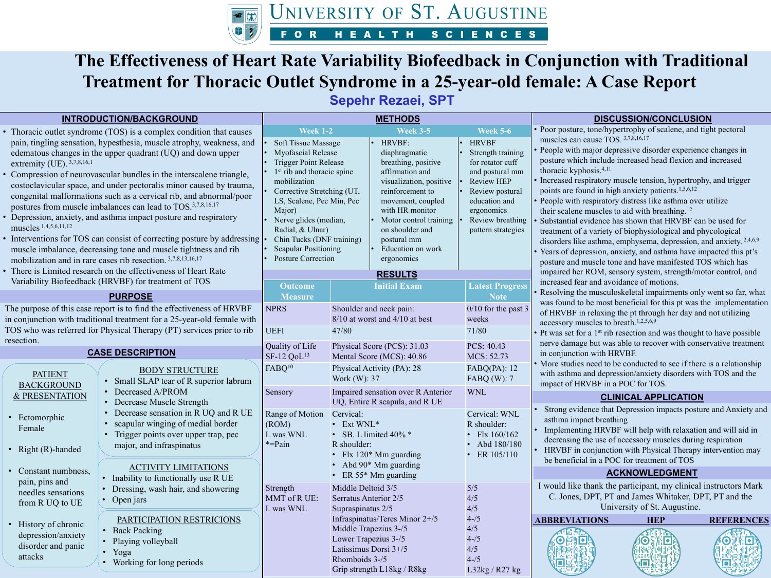# UNIVERSITY OF ST. AUGUSTINE FOR HEALTH SCIENCES

# The Effectiveness of Heart Rate Variability Biofeedback in Conjunction with Traditional Treatment for Thoracic Outlet Syndrome in a 25-year-old female: A Case Report

**Sepehr Rezaei, SPT**

## INTRODUCTION/BACKGROUND

- Thoracic outlet syndrome (TOS) is a complex condition that causes pain, tingling sensation, hypesthesia, muscle atrophy, weakness, and edematous changes in the upper quadrant (UQ) and down upper extremity (UE). [3,7,8,16,1]
- Compression of neurovascular bundles in the interscalene triangle, costoclavicular space, and under pectoralis minor caused by trauma, congenital malformations such as a cervical rib, and abnormal/poor postures from muscle imbalances can lead to TOS. [3,7,8,16,17]
- Depression, anxiety, and asthma impact posture and respiratory muscles [1,4,5,6,11,12]
- Interventions for TOS can consist of correcting posture by addressing muscle imbalance, decreasing tone and muscle tightness and rib mobilization and in rare cases rib resection. [3,7,8,13,16,17]
- There is Limited research on the effectiveness of Heart Rate Variability Biofeedback (HRVBF) for treatment of TOS

## PURPOSE

The purpose of this case report is to find the effectiveness of HRVBF in conjunction with traditional treatment for a 25-year-old female with TOS who was referred for Physical Therapy (PT) services prior to rib resection.

## CASE DESCRIPTION

### PATIENT BACKGROUND & PRESENTATION

- Ectomorphic Female
- Right (R)-handed
- Constant numbness, pain, pins and needles sensations from R UQ to UE
- History of chronic depression/anxiety disorder and panic attacks

### BODY STRUCTURE

- Small SLAP tear of R superior labrum
- Decreased A/PROM
- Decrease Muscle Strength
- Decrease sensation in R UQ and R UE
- scapular winging of medial border
- Trigger points over upper trap, pec major, and infraspinatus

### ACTIVITY LIMITATIONS

- Inability to functionally use R UE
- Dressing, wash hair, and showering
- Open jars

### PARTICIPATION RESTRICIONS

- Back Packing
- Playing volleyball
- Yoga
- Working for long periods

## METHODS

| Week 1-2 | Week 3-5 | Week 5-6 |
|---|---|---|
| • Soft Tissue Massage<br>• Myofascial Release<br>• Trigger Point Release<br>• 1st rib and thoracic spine mobilization<br>• Corrective Stretching (UT, LS, Scalene, Pec Min, Pec Major)<br>• Nerve glides (median, Radial, & Ulnar)<br>• Chin Tucks (DNF training)<br>• Scapular Positioning<br>• Posture Correction | • HRVBF: diaphragmatic breathing, positive affirmation and visualization, positive reinforcement to movement, coupled with HR monitor<br>• Motor control training on shoulder and postural mm<br>• Education on work ergonomics | • HRVBF<br>• Strength training for rotator cuff and postural mm<br>• Review HEP<br>• Review postural education and ergonomics<br>• Review breathing pattern strategies |

## RESULTS

| Outcome Measure | Initial Exam | Latest Progress Note |
|---|---|---|
| NPRS | Shoulder and neck pain: 8/10 at worst and 4/10 at best | 0/10 for the past 3 weeks |
| UEFI | 47/80 | 71/80 |
| Quality of Life SF-12 QoL[13] | Physical Score (PCS): 31.03<br>Mental Score (MCS): 40.86 | PCS: 40.43<br>MCS: 52.73 |
| FABQ[10] | Physical Activity (PA): 28<br>Work (W): 37 | FABQ(PA): 12<br>FABQ (W): 7 |
| Sensory | Impaired sensation over R Anterior UQ, Entire R scapula, and R UE | WNL |
| Range of Motion (ROM)<br>L was WNL<br>*=Pain | Cervical:<br>• Ext WNL*<br>• SB. L limited 40% *<br>R shoulder:<br>• Flx 120* Mm guarding<br>• Abd 90* Mm guarding<br>• ER 55* Mm guarding | Cervical: WNL<br>R shoulder:<br>• Flx 160/162<br>• Abd 180/180<br>• ER 105/110 |
| Strength MMT of R UE:<br>L was WNL | Middle Deltoid 3/5<br>Serratus Anterior 2/5<br>Supraspinatus 2/5<br>Infraspinatus/Teres Minor 2+/5<br>Middle Trapezius 3-/5<br>Lower Trapezius 3-/5<br>Latissimus Dorsi 3+/5<br>Rhomboids 3-/5<br>Grip strength L18kg / R8kg | 5/5<br>4/5<br>4/5<br>4-/5<br>4/5<br>4-/5<br>4/5<br>4-/5<br>L32kg / R27 kg |

## DISCUSSION/CONCLUSION

- Poor posture, tone/hypertrophy of scalene, and tight pectoral muscles can cause TOS. [3,7,8,16,17]
- People with major depressive disorder experience changes in posture which include increased head flexion and increased thoracic kyphosis.[4,11]
- Increased respiratory muscle tension, hypertrophy, and trigger points are found in high anxiety patients.[1,5,6,12]
- People with respiratory distress like asthma over utilize their scalene muscles to aid with breathing.[12]
- Substantial evidence has shown that HRVBF can be used for treatment of a variety of biophysiological and phycological disorders like asthma, emphysema, depression, and anxiety. [2,4,6,9]
- Years of depression, anxiety, and asthma have impacted this pt's posture and muscle tone and have manifested TOS which has impaired her ROM, sensory system, strength/motor control, and increased fear and avoidance of motions.
- Resolving the musculoskeletal impairments only went so far, what was found to be most beneficial for this pt was the implementation of HRVBF in relaxing the pt through her day and not utilizing accessory muscles to breath.[1,2,5,6,9]
- Pt was set for a 1st rib resection and was thought to have possible nerve damage but was able to recover with conservative treatment in conjunction with HRVBF.
- More studies need to be conducted to see if there is a relationship with asthma and depression/anxiety disorders with TOS and the impact of HRVBF in a POC for TOS.

## CLINICAL APPLICATION

- Strong evidence that Depression impacts posture and Anxiety and asthma impact breathing
- Implementing HRVBF will help with relaxation and will aid in decreasing the use of accessory muscles during respiration
- HRVBF in conjunction with Physical Therapy intervention may be beneficial in a POC for treatment of TOS

## ACKNOWLEDGMENT

I would like thank the participant, my clinical instructors Mark C. Jones, DPT, PT and James Whitaker, DPT, PT and the University of St. Augustine.

ABBREVIATIONS | HEP | REFERENCES